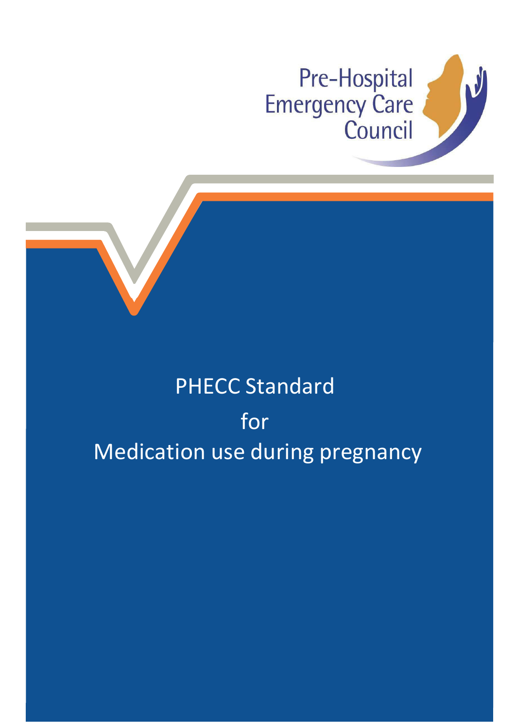Pre-Hospital Emergency Care Council

# PHECC Standard for Medication use during pregnancy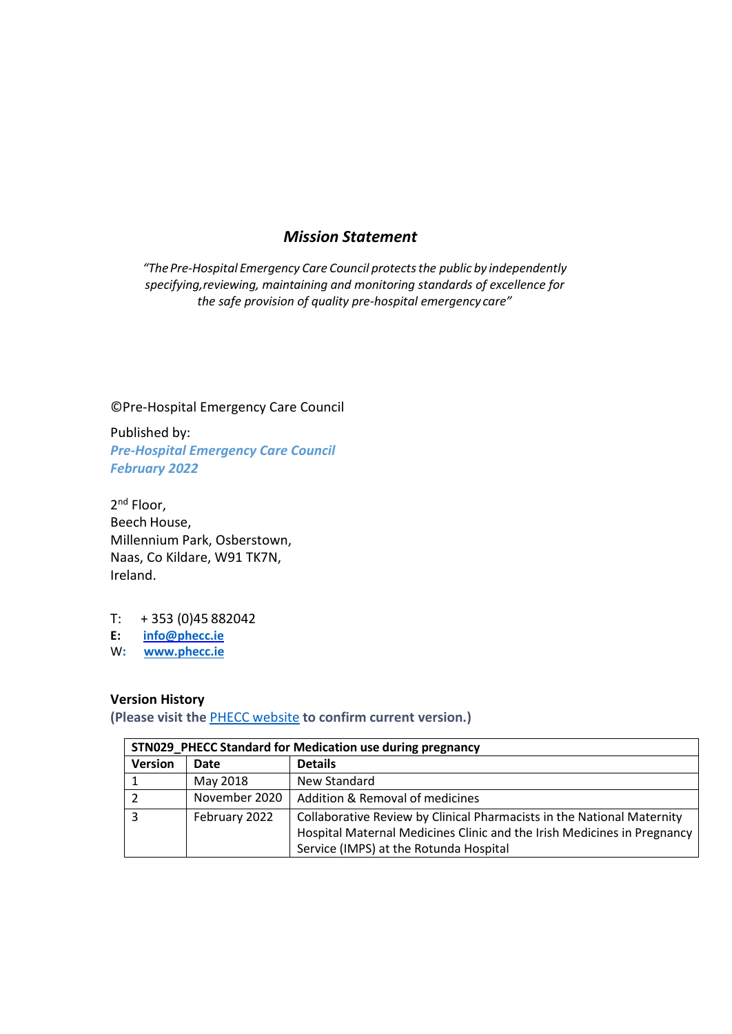## *Mission Statement*

*"The Pre-Hospital Emergency Care Council protects the public by independently specifying, reviewing, maintaining and monitoring standards of excellence for the safe provision of quality pre-hospital emergency care"*

©Pre-Hospital Emergency Care Council

Published by:
***Pre-Hospital Emergency Care Council***
***February 2022***

2nd Floor,
Beech House,
Millennium Park, Osberstown,
Naas, Co Kildare, W91 TK7N,
Ireland.

T: + 353 (0)45 882042
**E:** **info@phecc.ie**
W: **www.phecc.ie**

**Version History**
**(Please visit the PHECC website to confirm current version.)**

| **STN029_PHECC Standard for Medication use during pregnancy** | | |
|---|---|---|
| **Version** | **Date** | **Details** |
| 1 | May 2018 | New Standard |
| 2 | November 2020 | Addition & Removal of medicines |
| 3 | February 2022 | Collaborative Review by Clinical Pharmacists in the National Maternity Hospital Maternal Medicines Clinic and the Irish Medicines in Pregnancy Service (IMPS) at the Rotunda Hospital |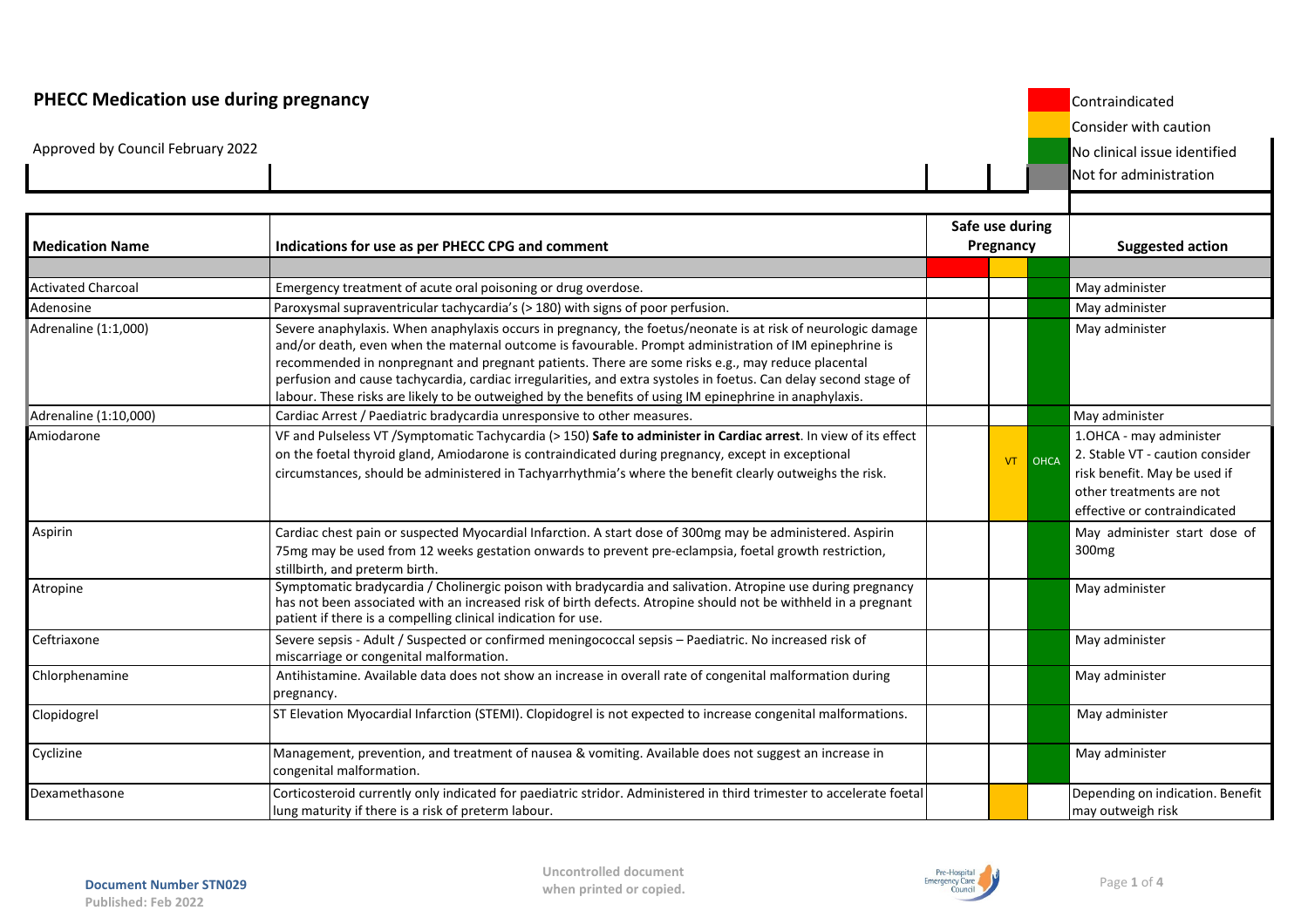# PHECC Medication use during pregnancy

Approved by Council February 2022

| Colour | Meaning |
|---|---|
| Red | Contraindicated |
| Amber | Consider with caution |
| Green | No clinical issue identified |
| Grey | Not for administration |

| Medication Name | Indications for use as per PHECC CPG and comment | Safe use during Pregnancy | | | Suggested action |
|---|---|---|---|---|---|
| | | Contraindicated (Red) | Consider with caution (Amber) | No clinical issue identified (Green) | |
| Activated Charcoal | Emergency treatment of acute oral poisoning or drug overdose. | | | Green | May administer |
| Adenosine | Paroxysmal supraventricular tachycardia's (> 180) with signs of poor perfusion. | | | Green | May administer |
| Adrenaline (1:1,000) | Severe anaphylaxis. When anaphylaxis occurs in pregnancy, the foetus/neonate is at risk of neurologic damage and/or death, even when the maternal outcome is favourable. Prompt administration of IM epinephrine is recommended in nonpregnant and pregnant patients. There are some risks e.g., may reduce placental perfusion and cause tachycardia, cardiac irregularities, and extra systoles in foetus. Can delay second stage of labour. These risks are likely to be outweighed by the benefits of using IM epinephrine in anaphylaxis. | | | Green | May administer |
| Adrenaline (1:10,000) | Cardiac Arrest / Paediatric bradycardia unresponsive to other measures. | | | | May administer |
| Amiodarone | VF and Pulseless VT /Symptomatic Tachycardia (> 150) **Safe to administer in Cardiac arrest**. In view of its effect on the foetal thyroid gland, Amiodarone is contraindicated during pregnancy, except in exceptional circumstances, should be administered in Tachyarrhythmia's where the benefit clearly outweighs the risk. | | VT | OHCA | 1.OHCA - may administer 2. Stable VT - caution consider risk benefit. May be used if other treatments are not effective or contraindicated |
| Aspirin | Cardiac chest pain or suspected Myocardial Infarction. A start dose of 300mg may be administered. Aspirin 75mg may be used from 12 weeks gestation onwards to prevent pre-eclampsia, foetal growth restriction, stillbirth, and preterm birth. | | | Green | May administer start dose of 300mg |
| Atropine | Symptomatic bradycardia / Cholinergic poison with bradycardia and salivation. Atropine use during pregnancy has not been associated with an increased risk of birth defects. Atropine should not be withheld in a pregnant patient if there is a compelling clinical indication for use. | | | Green | May administer |
| Ceftriaxone | Severe sepsis - Adult / Suspected or confirmed meningococcal sepsis – Paediatric. No increased risk of miscarriage or congenital malformation. | | | Green | May administer |
| Chlorphenamine | Antihistamine. Available data does not show an increase in overall rate of congenital malformation during pregnancy. | | | Green | May administer |
| Clopidogrel | ST Elevation Myocardial Infarction (STEMI). Clopidogrel is not expected to increase congenital malformations. | | | Green | May administer |
| Cyclizine | Management, prevention, and treatment of nausea & vomiting. Available does not suggest an increase in congenital malformation. | | | Green | May administer |
| Dexamethasone | Corticosteroid currently only indicated for paediatric stridor. Administered in third trimester to accelerate foetal lung maturity if there is a risk of preterm labour. | | Amber | | Depending on indication. Benefit may outweigh risk |

Document Number STN029
Published: Feb 2022

Uncontrolled document when printed or copied.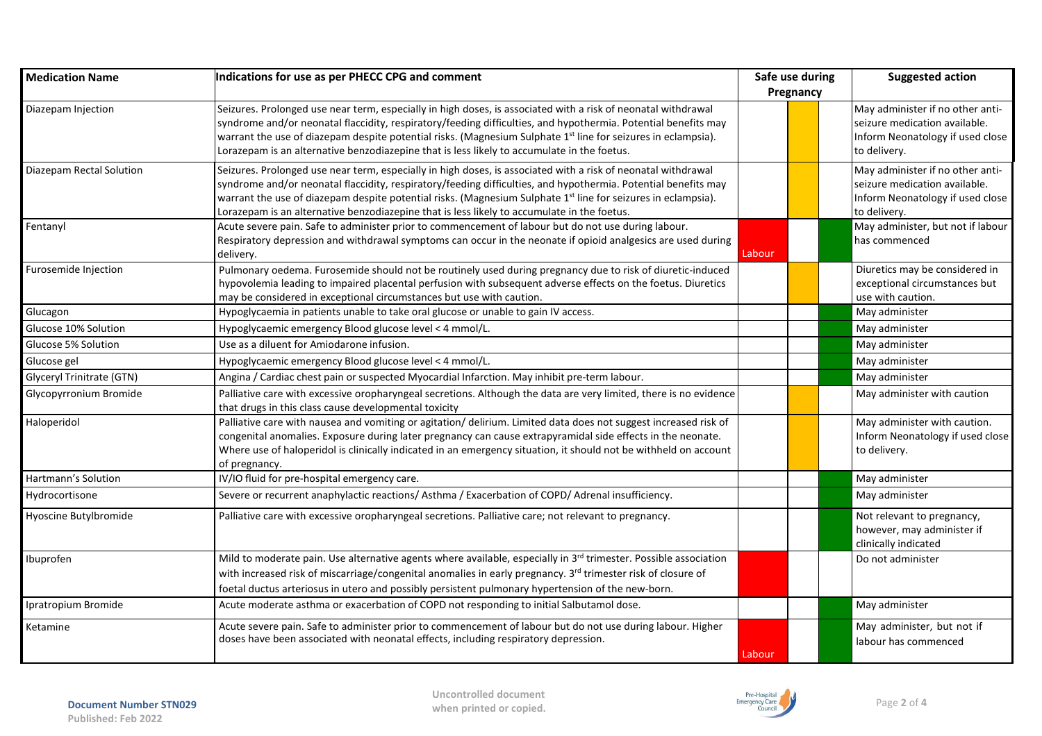| Medication Name | Indications for use as per PHECC CPG and comment | Safe use during Pregnancy | | | Suggested action |
|---|---|---|---|---|---|
| Diazepam Injection | Seizures. Prolonged use near term, especially in high doses, is associated with a risk of neonatal withdrawal syndrome and/or neonatal flaccidity, respiratory/feeding difficulties, and hypothermia. Potential benefits may warrant the use of diazepam despite potential risks. (Magnesium Sulphate 1st line for seizures in eclampsia). Lorazepam is an alternative benzodiazepine that is less likely to accumulate in the foetus. | | Amber | | May administer if no other anti-seizure medication available. Inform Neonatology if used close to delivery. |
| Diazepam Rectal Solution | Seizures. Prolonged use near term, especially in high doses, is associated with a risk of neonatal withdrawal syndrome and/or neonatal flaccidity, respiratory/feeding difficulties, and hypothermia. Potential benefits may warrant the use of diazepam despite potential risks. (Magnesium Sulphate 1st line for seizures in eclampsia). Lorazepam is an alternative benzodiazepine that is less likely to accumulate in the foetus. | | Amber | | May administer if no other anti-seizure medication available. Inform Neonatology if used close to delivery. |
| Fentanyl | Acute severe pain. Safe to administer prior to commencement of labour but do not use during labour. Respiratory depression and withdrawal symptoms can occur in the neonate if opioid analgesics are used during delivery. | Red: Labour | | Green | May administer, but not if labour has commenced |
| Furosemide Injection | Pulmonary oedema. Furosemide should not be routinely used during pregnancy due to risk of diuretic-induced hypovolemia leading to impaired placental perfusion with subsequent adverse effects on the foetus. Diuretics may be considered in exceptional circumstances but use with caution. | | Amber | | Diuretics may be considered in exceptional circumstances but use with caution. |
| Glucagon | Hypoglycaemia in patients unable to take oral glucose or unable to gain IV access. | | | Green | May administer |
| Glucose 10% Solution | Hypoglycaemic emergency Blood glucose level < 4 mmol/L. | | | Green | May administer |
| Glucose 5% Solution | Use as a diluent for Amiodarone infusion. | | | Green | May administer |
| Glucose gel | Hypoglycaemic emergency Blood glucose level < 4 mmol/L. | | | Green | May administer |
| Glyceryl Trinitrate (GTN) | Angina / Cardiac chest pain or suspected Myocardial Infarction. May inhibit pre-term labour. | | | Green | May administer |
| Glycopyrronium Bromide | Palliative care with excessive oropharyngeal secretions. Although the data are very limited, there is no evidence that drugs in this class cause developmental toxicity | | Amber | | May administer with caution |
| Haloperidol | Palliative care with nausea and vomiting or agitation/ delirium. Limited data does not suggest increased risk of congenital anomalies. Exposure during later pregnancy can cause extrapyramidal side effects in the neonate. Where use of haloperidol is clinically indicated in an emergency situation, it should not be withheld on account of pregnancy. | | Amber | | May administer with caution. Inform Neonatology if used close to delivery. |
| Hartmann's Solution | IV/IO fluid for pre-hospital emergency care. | | | Green | May administer |
| Hydrocortisone | Severe or recurrent anaphylactic reactions/ Asthma / Exacerbation of COPD/ Adrenal insufficiency. | | | Green | May administer |
| Hyoscine Butylbromide | Palliative care with excessive oropharyngeal secretions. Palliative care; not relevant to pregnancy. | | | Green | Not relevant to pregnancy, however, may administer if clinically indicated |
| Ibuprofen | Mild to moderate pain. Use alternative agents where available, especially in 3rd trimester. Possible association with increased risk of miscarriage/congenital anomalies in early pregnancy. 3rd trimester risk of closure of foetal ductus arteriosus in utero and possibly persistent pulmonary hypertension of the new-born. | Red | | | Do not administer |
| Ipratropium Bromide | Acute moderate asthma or exacerbation of COPD not responding to initial Salbutamol dose. | | | Green | May administer |
| Ketamine | Acute severe pain. Safe to administer prior to commencement of labour but do not use during labour. Higher doses have been associated with neonatal effects, including respiratory depression. | Red: Labour | | Green | May administer, but not if labour has commenced |

**Document Number STN029**
Published: Feb 2022

Uncontrolled document when printed or copied.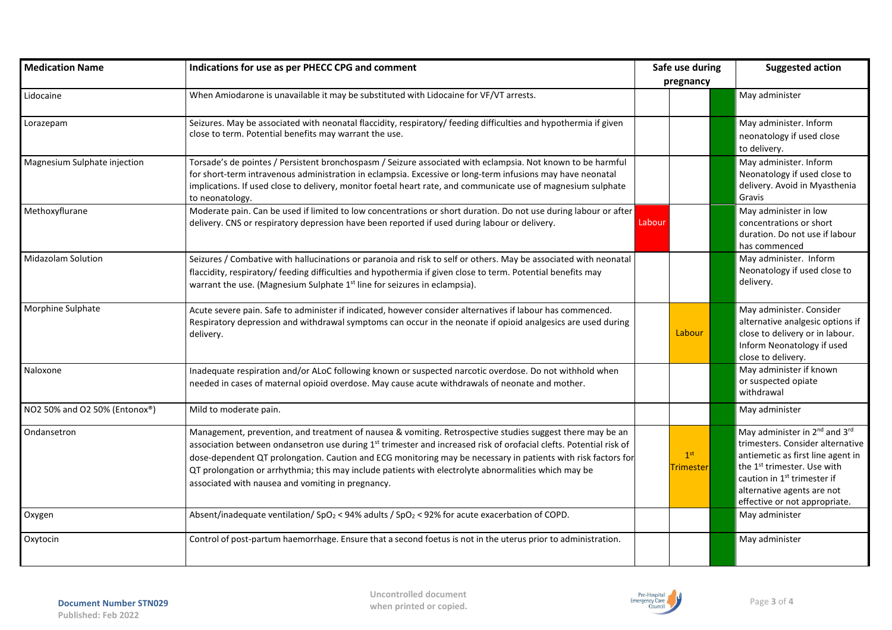| Medication Name | Indications for use as per PHECC CPG and comment | Safe use during pregnancy | | | Suggested action |
|---|---|---|---|---|---|
| Lidocaine | When Amiodarone is unavailable it may be substituted with Lidocaine for VF/VT arrests. | | | | May administer |
| Lorazepam | Seizures. May be associated with neonatal flaccidity, respiratory/ feeding difficulties and hypothermia if given close to term. Potential benefits may warrant the use. | | | | May administer. Inform neonatology if used close to delivery. |
| Magnesium Sulphate injection | Torsade's de pointes / Persistent bronchospasm / Seizure associated with eclampsia. Not known to be harmful for short-term intravenous administration in eclampsia. Excessive or long-term infusions may have neonatal implications. If used close to delivery, monitor foetal heart rate, and communicate use of magnesium sulphate to neonatology. | | | | May administer. Inform Neonatology if used close to delivery. Avoid in Myasthenia Gravis |
| Methoxyflurane | Moderate pain. Can be used if limited to low concentrations or short duration. Do not use during labour or after delivery. CNS or respiratory depression have been reported if used during labour or delivery. | Labour | | | May administer in low concentrations or short duration. Do not use if labour has commenced |
| Midazolam Solution | Seizures / Combative with hallucinations or paranoia and risk to self or others. May be associated with neonatal flaccidity, respiratory/ feeding difficulties and hypothermia if given close to term. Potential benefits may warrant the use. (Magnesium Sulphate 1st line for seizures in eclampsia). | | | | May administer. Inform Neonatology if used close to delivery. |
| Morphine Sulphate | Acute severe pain. Safe to administer if indicated, however consider alternatives if labour has commenced. Respiratory depression and withdrawal symptoms can occur in the neonate if opioid analgesics are used during delivery. | | Labour | | May administer. Consider alternative analgesic options if close to delivery or in labour. Inform Neonatology if used close to delivery. |
| Naloxone | Inadequate respiration and/or ALoC following known or suspected narcotic overdose. Do not withhold when needed in cases of maternal opioid overdose. May cause acute withdrawals of neonate and mother. | | | | May administer if known or suspected opiate withdrawal |
| NO2 50% and O2 50% (Entonox®) | Mild to moderate pain. | | | | May administer |
| Ondansetron | Management, prevention, and treatment of nausea & vomiting. Retrospective studies suggest there may be an association between ondansetron use during 1st trimester and increased risk of orofacial clefts. Potential risk of dose-dependent QT prolongation. Caution and ECG monitoring may be necessary in patients with risk factors for QT prolongation or arrhythmia; this may include patients with electrolyte abnormalities which may be associated with nausea and vomiting in pregnancy. | | 1st Trimester | | May administer in 2nd and 3rd trimesters. Consider alternative antiemetic as first line agent in the 1st trimester. Use with caution in 1st trimester if alternative agents are not effective or not appropriate. |
| Oxygen | Absent/inadequate ventilation/ $SpO_2$ < 94% adults / $SpO_2$ < 92% for acute exacerbation of COPD. | | | | May administer |
| Oxytocin | Control of post-partum haemorrhage. Ensure that a second foetus is not in the uterus prior to administration. | | | | May administer |

**Document Number STN029**
Published: Feb 2022

Uncontrolled document when printed or copied.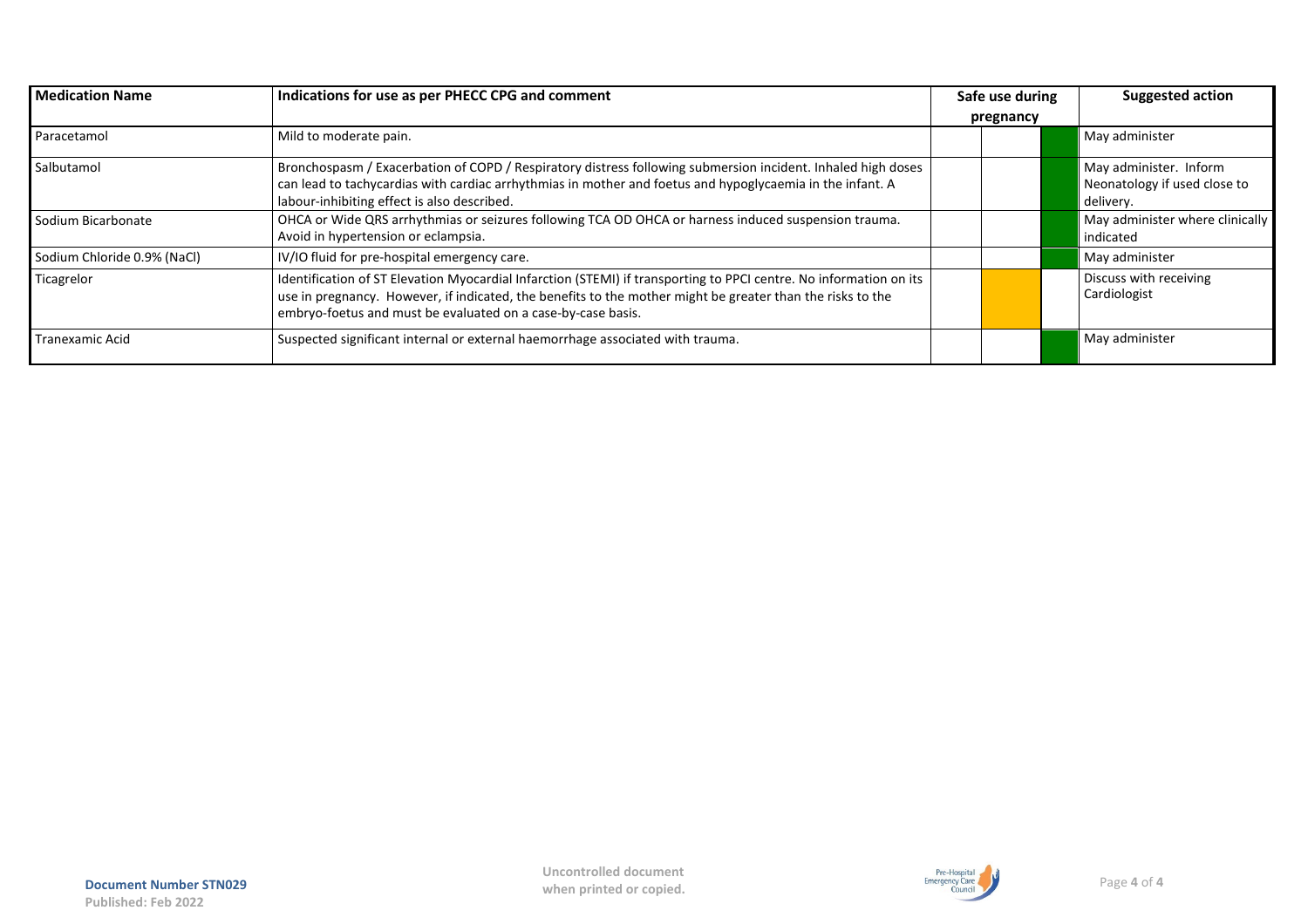| Medication Name | Indications for use as per PHECC CPG and comment | Safe use during pregnancy | | | Suggested action |
|---|---|---|---|---|---|
| Paracetamol | Mild to moderate pain. | | | Green | May administer |
| Salbutamol | Bronchospasm / Exacerbation of COPD / Respiratory distress following submersion incident. Inhaled high doses can lead to tachycardias with cardiac arrhythmias in mother and foetus and hypoglycaemia in the infant. A labour-inhibiting effect is also described. | | | Green | May administer. Inform Neonatology if used close to delivery. |
| Sodium Bicarbonate | OHCA or Wide QRS arrhythmias or seizures following TCA OD OHCA or harness induced suspension trauma. Avoid in hypertension or eclampsia. | | | Green | May administer where clinically indicated |
| Sodium Chloride 0.9% (NaCl) | IV/IO fluid for pre-hospital emergency care. | | | Green | May administer |
| Ticagrelor | Identification of ST Elevation Myocardial Infarction (STEMI) if transporting to PPCI centre. No information on its use in pregnancy. However, if indicated, the benefits to the mother might be greater than the risks to the embryo-foetus and must be evaluated on a case-by-case basis. | | Amber | | Discuss with receiving Cardiologist |
| Tranexamic Acid | Suspected significant internal or external haemorrhage associated with trauma. | | | Green | May administer |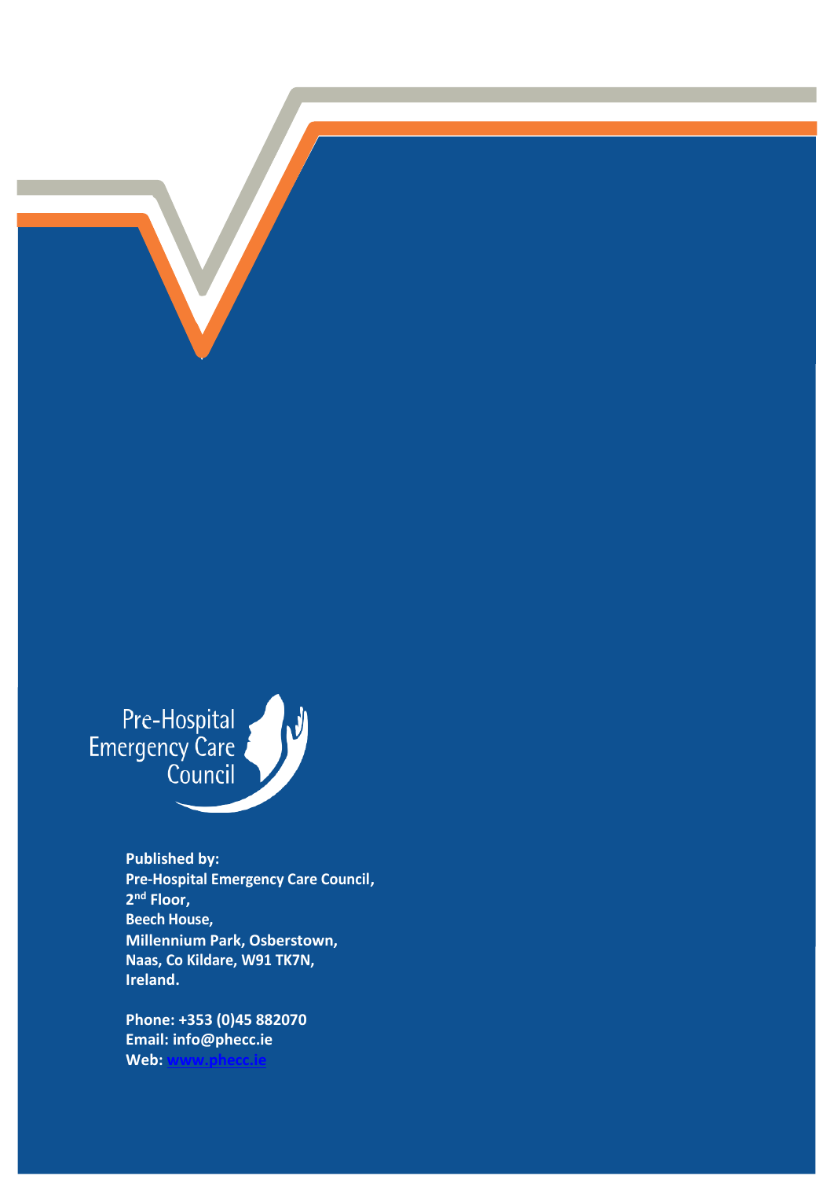Pre-Hospital Emergency Care Council

**Published by:**
**Pre-Hospital Emergency Care Council,**
**2nd Floor,**
**Beech House,**
**Millennium Park, Osberstown,**
**Naas, Co Kildare, W91 TK7N,**
**Ireland.**

**Phone: +353 (0)45 882070**
**Email: info@phecc.ie**
**Web: www.phecc.ie**